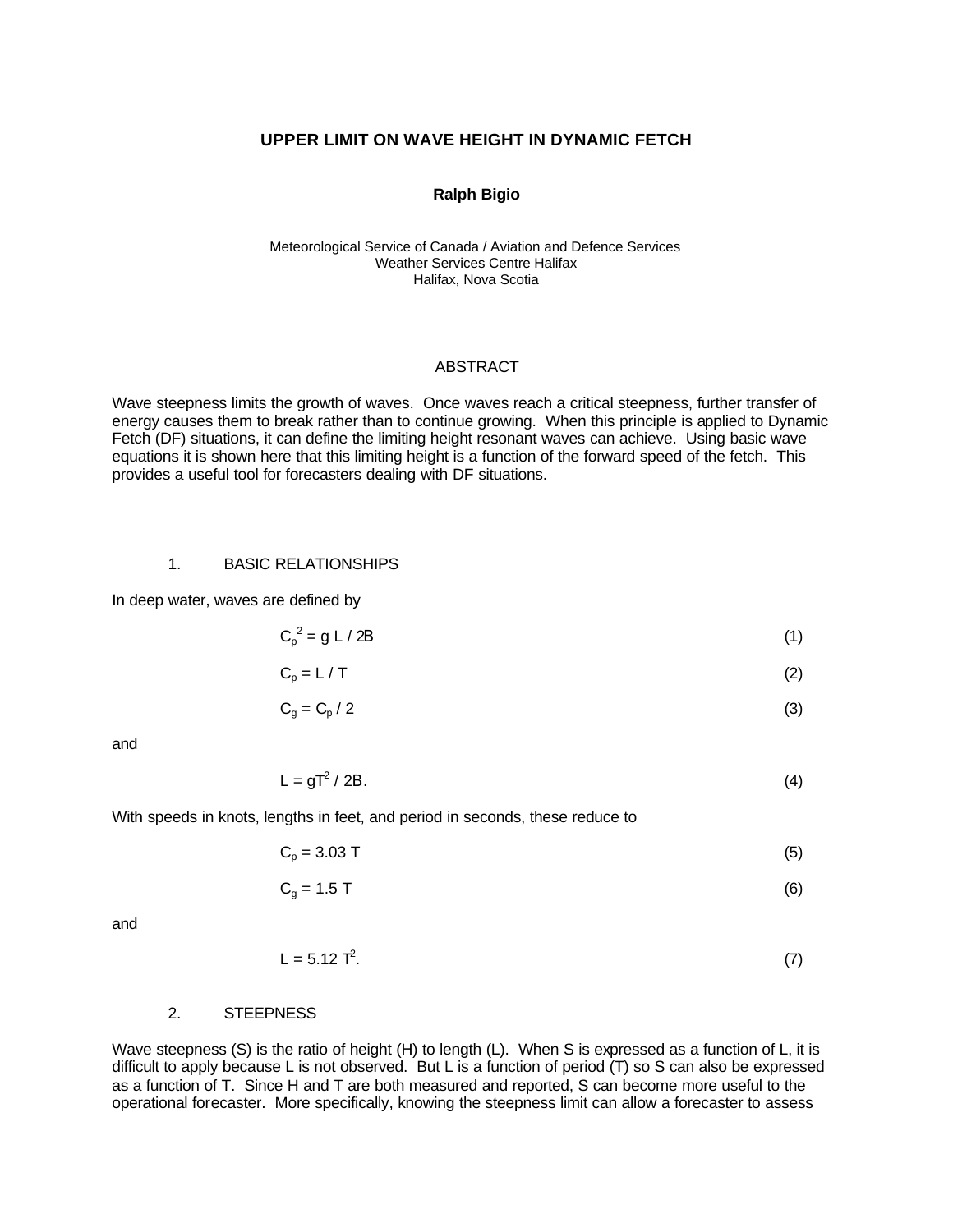# UPPER LIMIT ON WAVE HEIGHT IN DYNAMIC FETCH

**Ralph Bigio**

Meteorological Service of Canada / Aviation and Defence Services
Weather Services Centre Halifax
Halifax, Nova Scotia

## ABSTRACT

Wave steepness limits the growth of waves. Once waves reach a critical steepness, further transfer of energy causes them to break rather than to continue growing. When this principle is applied to Dynamic Fetch (DF) situations, it can define the limiting height resonant waves can achieve. Using basic wave equations it is shown here that this limiting height is a function of the forward speed of the fetch. This provides a useful tool for forecasters dealing with DF situations.

## 1. BASIC RELATIONSHIPS

In deep water, waves are defined by

$$C_p^{\,2} = g\,L / 2\pi \qquad (1)$$

$$C_p = L / T \qquad (2)$$

$$C_g = C_p / 2 \qquad (3)$$

and

$$L = gT^2 / 2\pi. \qquad (4)$$

With speeds in knots, lengths in feet, and period in seconds, these reduce to

$$C_p = 3.03\ T \qquad (5)$$

$$C_g = 1.5\ T \qquad (6)$$

and

$$L = 5.12\ T^2. \qquad (7)$$

## 2. STEEPNESS

Wave steepness (S) is the ratio of height (H) to length (L). When S is expressed as a function of L, it is difficult to apply because L is not observed. But L is a function of period (T) so S can also be expressed as a function of T. Since H and T are both measured and reported, S can become more useful to the operational forecaster. More specifically, knowing the steepness limit can allow a forecaster to assess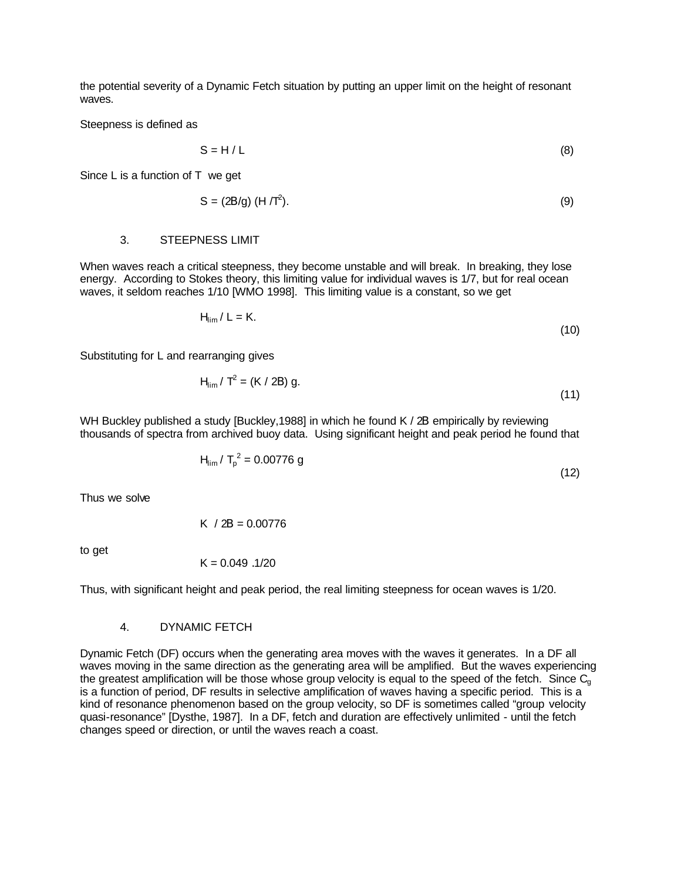the potential severity of a Dynamic Fetch situation by putting an upper limit on the height of resonant waves.

Steepness is defined as

$$S = H / L \tag{8}$$

Since L is a function of T we get

$$S = (2B/g)\,(H / T^2). \tag{9}$$

## 3. STEEPNESS LIMIT

When waves reach a critical steepness, they become unstable and will break. In breaking, they lose energy. According to Stokes theory, this limiting value for individual waves is 1/7, but for real ocean waves, it seldom reaches 1/10 [WMO 1998]. This limiting value is a constant, so we get

$$H_{lim} / L = K. \tag{10}$$

Substituting for L and rearranging gives

$$H_{lim} / T^2 = (K / 2B)\, g. \tag{11}$$

WH Buckley published a study [Buckley,1988] in which he found K / 2B empirically by reviewing thousands of spectra from archived buoy data. Using significant height and peak period he found that

$$H_{lim} / T_p^{\,2} = 0.00776\, g \tag{12}$$

Thus we solve

$$K \;/\; 2B = 0.00776$$

to get

$$K = 0.049\ .1/20$$

Thus, with significant height and peak period, the real limiting steepness for ocean waves is 1/20.

## 4. DYNAMIC FETCH

Dynamic Fetch (DF) occurs when the generating area moves with the waves it generates. In a DF all waves moving in the same direction as the generating area will be amplified. But the waves experiencing the greatest amplification will be those whose group velocity is equal to the speed of the fetch. Since $C_g$ is a function of period, DF results in selective amplification of waves having a specific period. This is a kind of resonance phenomenon based on the group velocity, so DF is sometimes called "group velocity quasi-resonance" [Dysthe, 1987]. In a DF, fetch and duration are effectively unlimited - until the fetch changes speed or direction, or until the waves reach a coast.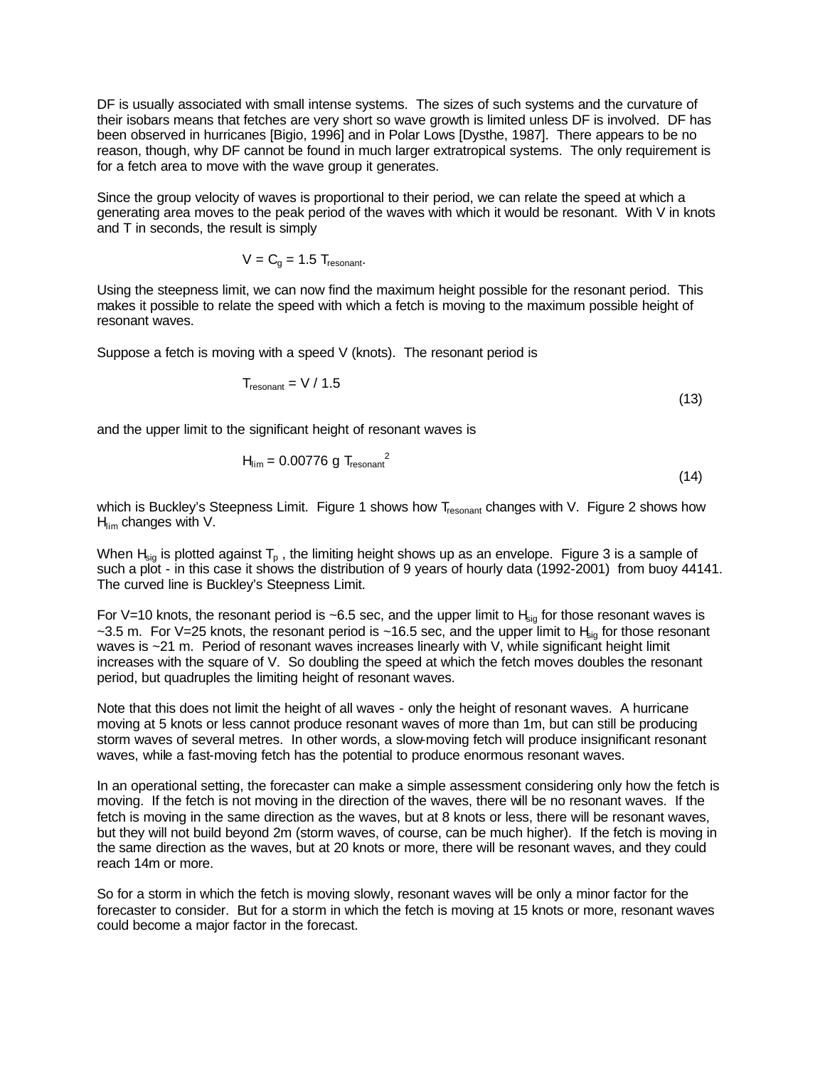DF is usually associated with small intense systems. The sizes of such systems and the curvature of their isobars means that fetches are very short so wave growth is limited unless DF is involved. DF has been observed in hurricanes [Bigio, 1996] and in Polar Lows [Dysthe, 1987]. There appears to be no reason, though, why DF cannot be found in much larger extratropical systems. The only requirement is for a fetch area to move with the wave group it generates.

Since the group velocity of waves is proportional to their period, we can relate the speed at which a generating area moves to the peak period of the waves with which it would be resonant. With V in knots and T in seconds, the result is simply

$$V = C_g = 1.5\, T_{resonant}.$$

Using the steepness limit, we can now find the maximum height possible for the resonant period. This makes it possible to relate the speed with which a fetch is moving to the maximum possible height of resonant waves.

Suppose a fetch is moving with a speed V (knots). The resonant period is

$$T_{resonant} = V / 1.5 \tag{13}$$

and the upper limit to the significant height of resonant waves is

$$H_{lim} = 0.00776\, g\, T_{resonant}^{2} \tag{14}$$

which is Buckley's Steepness Limit. Figure 1 shows how $T_{resonant}$ changes with V. Figure 2 shows how $H_{lim}$ changes with V.

When $H_{sig}$ is plotted against $T_p$, the limiting height shows up as an envelope. Figure 3 is a sample of such a plot - in this case it shows the distribution of 9 years of hourly data (1992-2001) from buoy 44141. The curved line is Buckley's Steepness Limit.

For V=10 knots, the resonant period is ~6.5 sec, and the upper limit to $H_{sig}$ for those resonant waves is ~3.5 m. For V=25 knots, the resonant period is ~16.5 sec, and the upper limit to $H_{sig}$ for those resonant waves is ~21 m. Period of resonant waves increases linearly with V, while significant height limit increases with the square of V. So doubling the speed at which the fetch moves doubles the resonant period, but quadruples the limiting height of resonant waves.

Note that this does not limit the height of all waves - only the height of resonant waves. A hurricane moving at 5 knots or less cannot produce resonant waves of more than 1m, but can still be producing storm waves of several metres. In other words, a slow-moving fetch will produce insignificant resonant waves, while a fast-moving fetch has the potential to produce enormous resonant waves.

In an operational setting, the forecaster can make a simple assessment considering only how the fetch is moving. If the fetch is not moving in the direction of the waves, there will be no resonant waves. If the fetch is moving in the same direction as the waves, but at 8 knots or less, there will be resonant waves, but they will not build beyond 2m (storm waves, of course, can be much higher). If the fetch is moving in the same direction as the waves, but at 20 knots or more, there will be resonant waves, and they could reach 14m or more.

So for a storm in which the fetch is moving slowly, resonant waves will be only a minor factor for the forecaster to consider. But for a storm in which the fetch is moving at 15 knots or more, resonant waves could become a major factor in the forecast.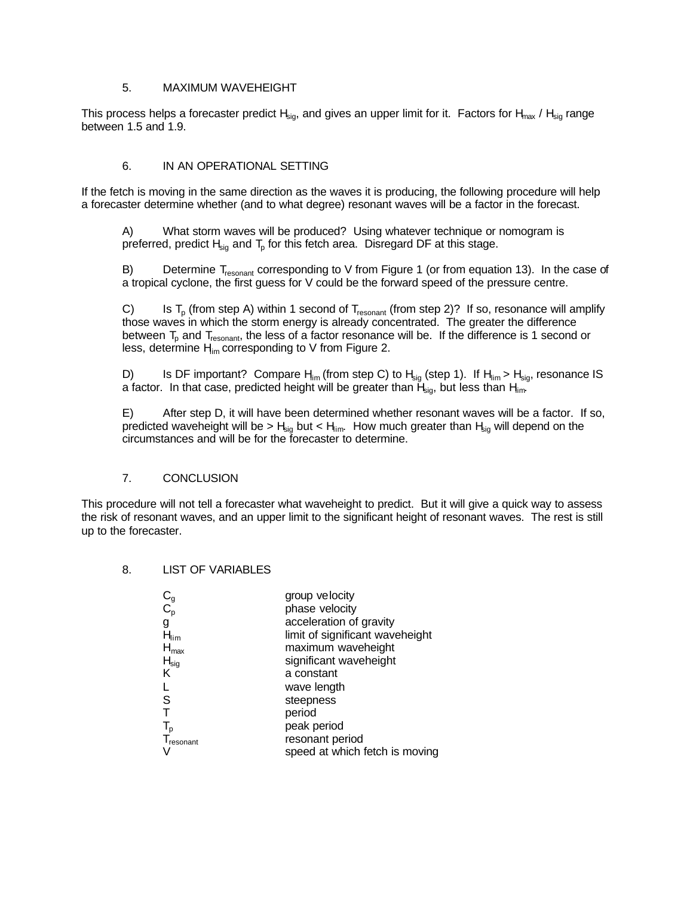## 5. MAXIMUM WAVEHEIGHT

This process helps a forecaster predict $H_{sig}$, and gives an upper limit for it. Factors for $H_{max}$ / $H_{sig}$ range between 1.5 and 1.9.

## 6. IN AN OPERATIONAL SETTING

If the fetch is moving in the same direction as the waves it is producing, the following procedure will help a forecaster determine whether (and to what degree) resonant waves will be a factor in the forecast.

A) What storm waves will be produced? Using whatever technique or nomogram is preferred, predict $H_{sig}$ and $T_p$ for this fetch area. Disregard DF at this stage.

B) Determine $T_{resonant}$ corresponding to V from Figure 1 (or from equation 13). In the case of a tropical cyclone, the first guess for V could be the forward speed of the pressure centre.

C) Is $T_p$ (from step A) within 1 second of $T_{resonant}$ (from step 2)? If so, resonance will amplify those waves in which the storm energy is already concentrated. The greater the difference between $T_p$ and $T_{resonant}$, the less of a factor resonance will be. If the difference is 1 second or less, determine $H_{lim}$ corresponding to V from Figure 2.

D) Is DF important? Compare $H_{lim}$ (from step C) to $H_{sig}$ (step 1). If $H_{lim} > H_{sig}$, resonance IS a factor. In that case, predicted height will be greater than $H_{sig}$, but less than $H_{lim}$.

E) After step D, it will have been determined whether resonant waves will be a factor. If so, predicted waveheight will be $> H_{sig}$ but $< H_{lim}$. How much greater than $H_{sig}$ will depend on the circumstances and will be for the forecaster to determine.

## 7. CONCLUSION

This procedure will not tell a forecaster what waveheight to predict. But it will give a quick way to assess the risk of resonant waves, and an upper limit to the significant height of resonant waves. The rest is still up to the forecaster.

## 8. LIST OF VARIABLES

| | |
|---|---|
| $C_g$ | group velocity |
| $C_p$ | phase velocity |
| $g$ | acceleration of gravity |
| $H_{lim}$ | limit of significant waveheight |
| $H_{max}$ | maximum waveheight |
| $H_{sig}$ | significant waveheight |
| K | a constant |
| L | wave length |
| S | steepness |
| T | period |
| $T_p$ | peak period |
| $T_{resonant}$ | resonant period |
| V | speed at which fetch is moving |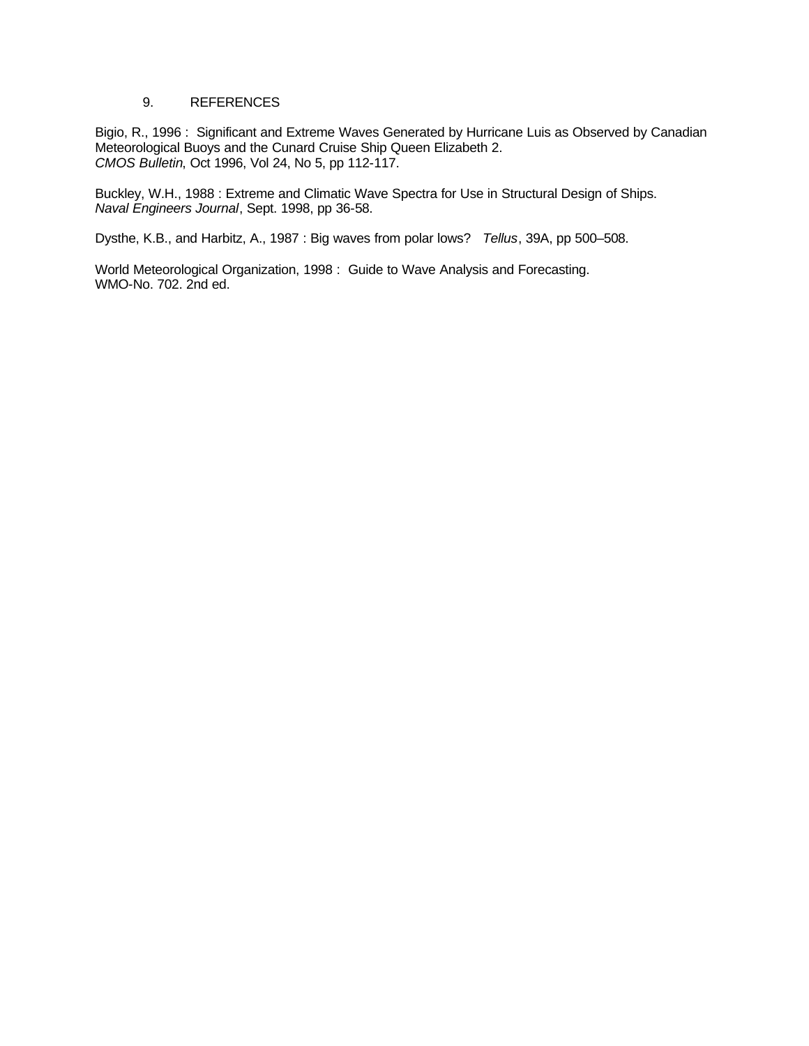## 9. REFERENCES

Bigio, R., 1996 : Significant and Extreme Waves Generated by Hurricane Luis as Observed by Canadian Meteorological Buoys and the Cunard Cruise Ship Queen Elizabeth 2.
*CMOS Bulletin*, Oct 1996, Vol 24, No 5, pp 112-117.

Buckley, W.H., 1988 : Extreme and Climatic Wave Spectra for Use in Structural Design of Ships.
*Naval Engineers Journal*, Sept. 1998, pp 36-58.

Dysthe, K.B., and Harbitz, A., 1987 : Big waves from polar lows? *Tellus*, 39A, pp 500–508.

World Meteorological Organization, 1998 : Guide to Wave Analysis and Forecasting.
WMO-No. 702. 2nd ed.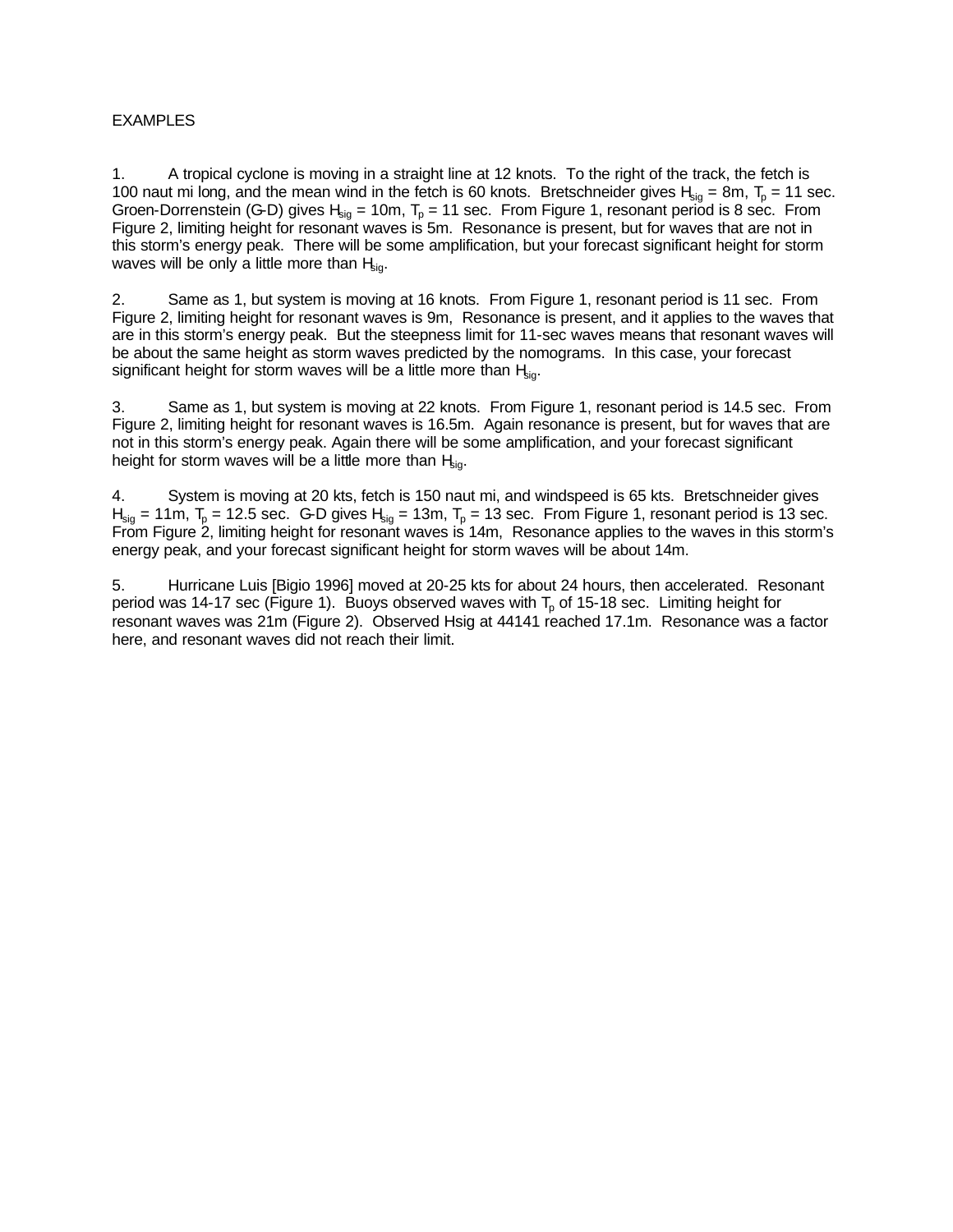EXAMPLES

1. A tropical cyclone is moving in a straight line at 12 knots. To the right of the track, the fetch is 100 naut mi long, and the mean wind in the fetch is 60 knots. Bretschneider gives $H_{sig}$ = 8m, $T_p$ = 11 sec. Groen-Dorrenstein (G-D) gives $H_{sig}$ = 10m, $T_p$ = 11 sec. From Figure 1, resonant period is 8 sec. From Figure 2, limiting height for resonant waves is 5m. Resonance is present, but for waves that are not in this storm's energy peak. There will be some amplification, but your forecast significant height for storm waves will be only a little more than $H_{sig}$.

2. Same as 1, but system is moving at 16 knots. From Figure 1, resonant period is 11 sec. From Figure 2, limiting height for resonant waves is 9m, Resonance is present, and it applies to the waves that are in this storm's energy peak. But the steepness limit for 11-sec waves means that resonant waves will be about the same height as storm waves predicted by the nomograms. In this case, your forecast significant height for storm waves will be a little more than $H_{sig}$.

3. Same as 1, but system is moving at 22 knots. From Figure 1, resonant period is 14.5 sec. From Figure 2, limiting height for resonant waves is 16.5m. Again resonance is present, but for waves that are not in this storm's energy peak. Again there will be some amplification, and your forecast significant height for storm waves will be a little more than $H_{sig}$.

4. System is moving at 20 kts, fetch is 150 naut mi, and windspeed is 65 kts. Bretschneider gives $H_{sig}$ = 11m, $T_p$ = 12.5 sec. G-D gives $H_{sig}$ = 13m, $T_p$ = 13 sec. From Figure 1, resonant period is 13 sec. From Figure 2, limiting height for resonant waves is 14m, Resonance applies to the waves in this storm's energy peak, and your forecast significant height for storm waves will be about 14m.

5. Hurricane Luis [Bigio 1996] moved at 20-25 kts for about 24 hours, then accelerated. Resonant period was 14-17 sec (Figure 1). Buoys observed waves with $T_p$ of 15-18 sec. Limiting height for resonant waves was 21m (Figure 2). Observed Hsig at 44141 reached 17.1m. Resonance was a factor here, and resonant waves did not reach their limit.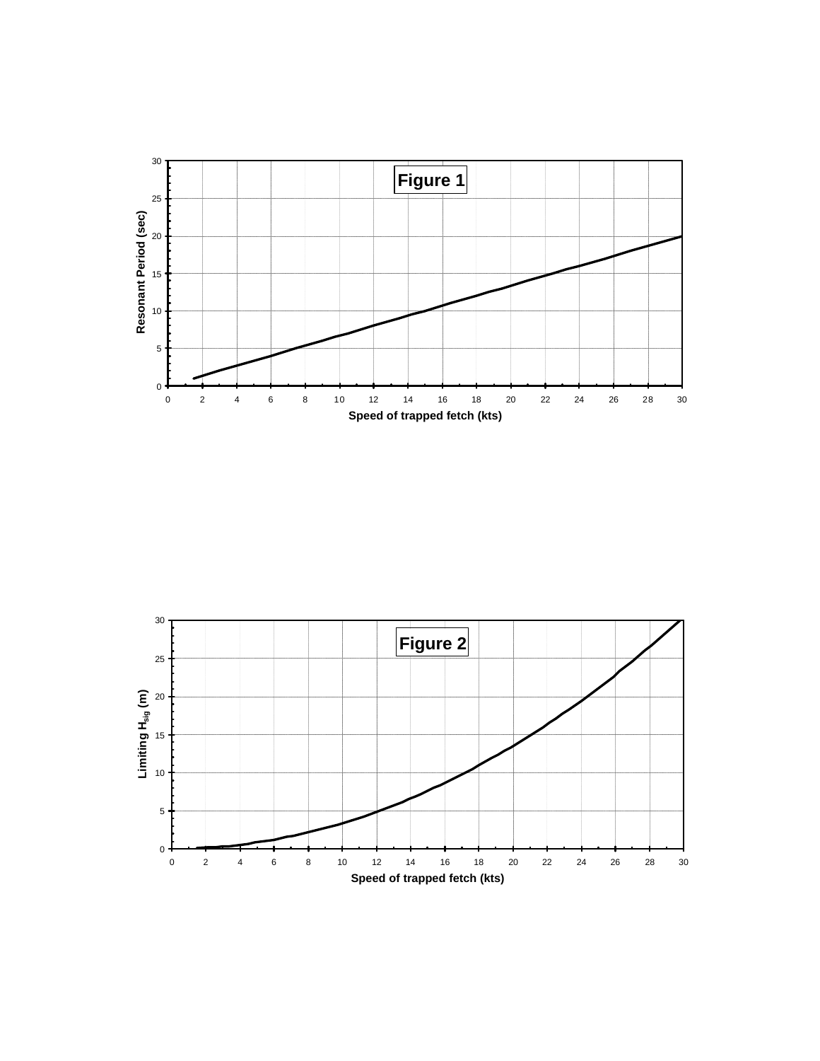Figure 1

Figure 2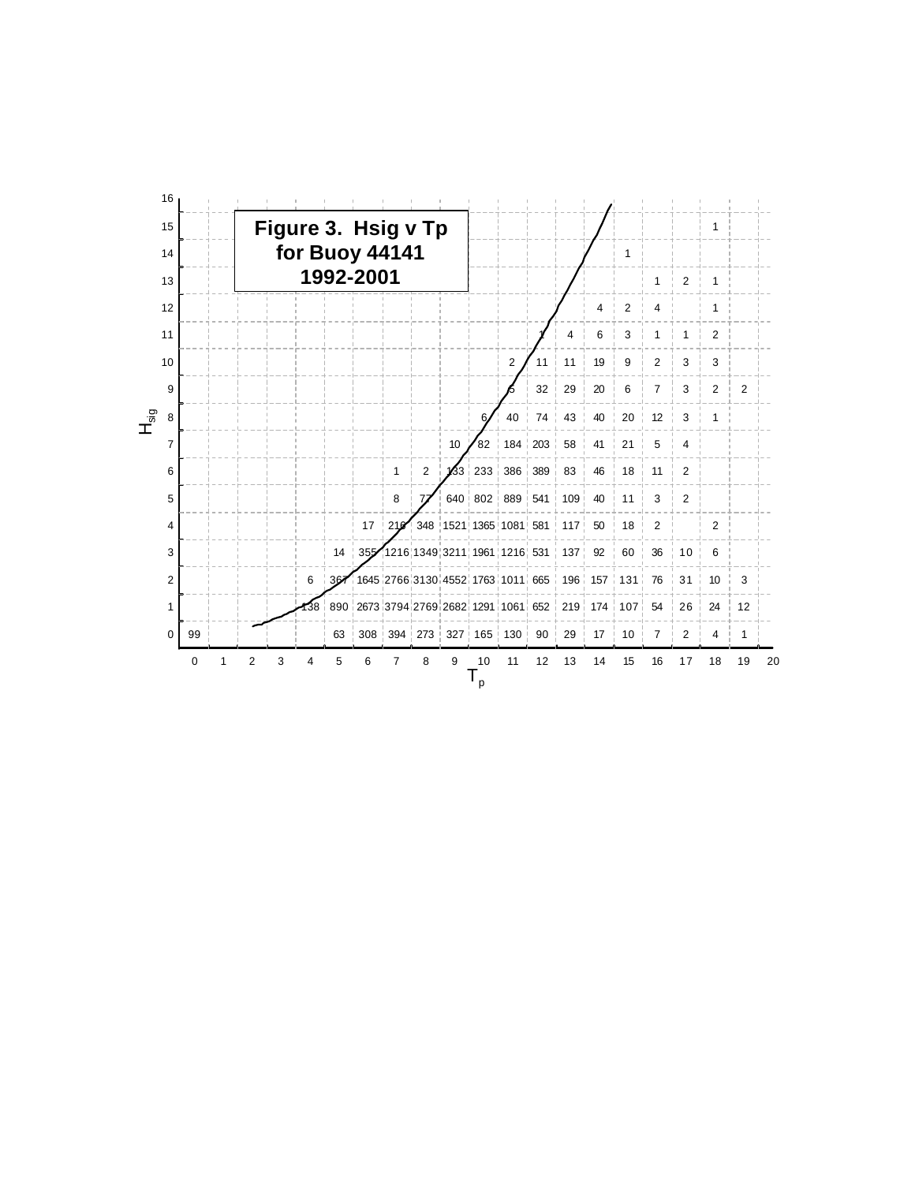**Figure 3. Hsig v Tp for Buoy 44141 1992-2001**

$H_{sig}$

16
15
14
13
12
11
10
9
8
7
6
5
4
3
2
1
0

1
1
1 2 1
4 2 4 1
1 4 6 3 1 1 2
2 11 11 19 9 2 3 3
5 32 29 20 6 7 3 2 2
6 40 74 43 40 20 12 3 1
10 82 184 203 58 41 21 5 4
1 2 133 233 386 389 83 46 18 11 2
8 77 640 802 889 541 109 40 11 3 2
17 216 348 1521 1365 1081 581 117 50 18 2 2
14 355 1216 1349 3211 1961 1216 531 137 92 60 36 10 6
6 367 1645 2766 3130 4552 1763 1011 665 196 157 131 76 31 10 3
138 890 2673 3794 2769 2682 1291 1061 652 219 174 107 54 26 24 12
99 63 308 394 273 327 165 130 90 29 17 10 7 2 4 1

0 1 2 3 4 5 6 7 8 9 10 11 12 13 14 15 16 17 18 19 20

$T_p$